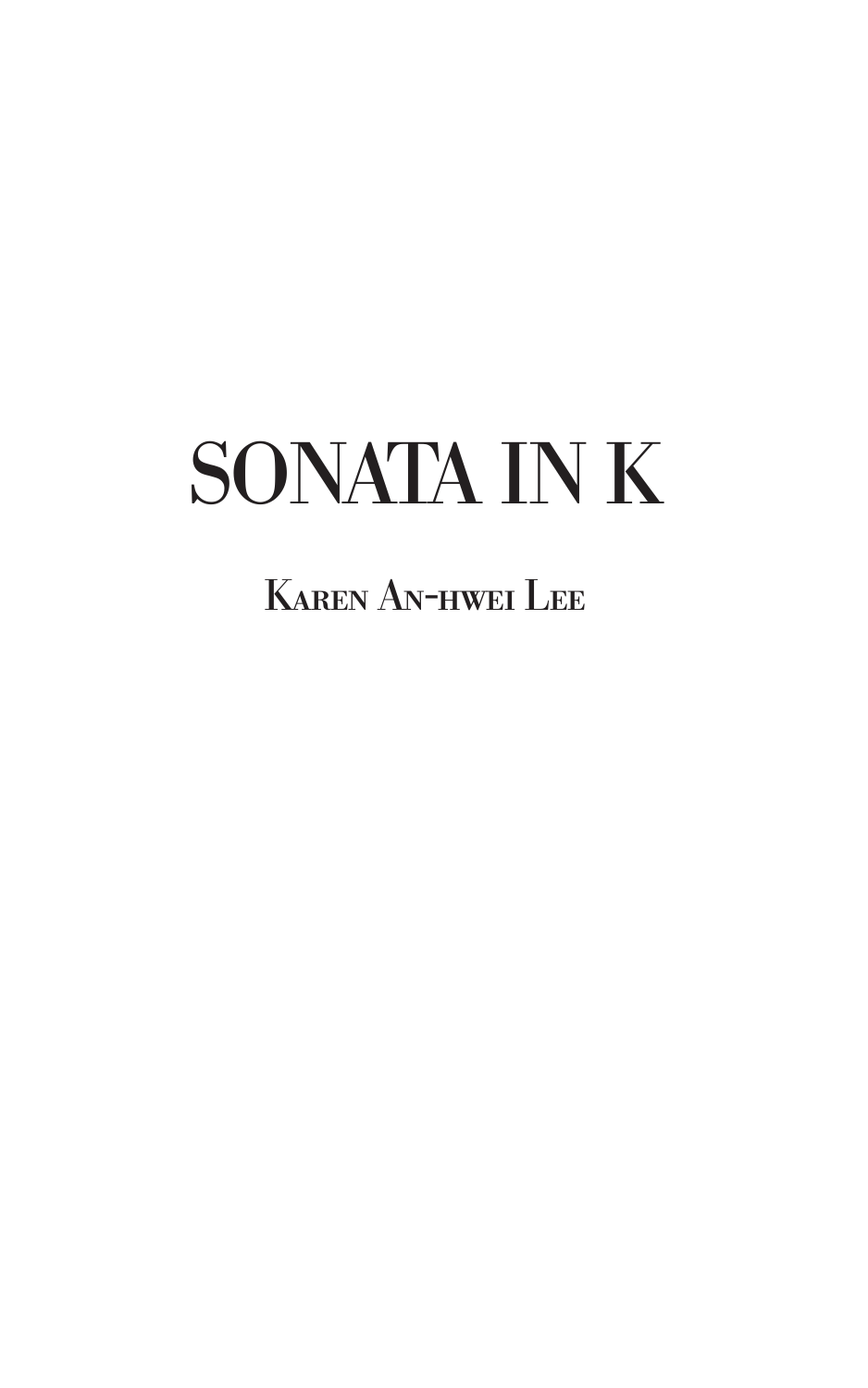# SONATA IN K

Karen An-hwei Lee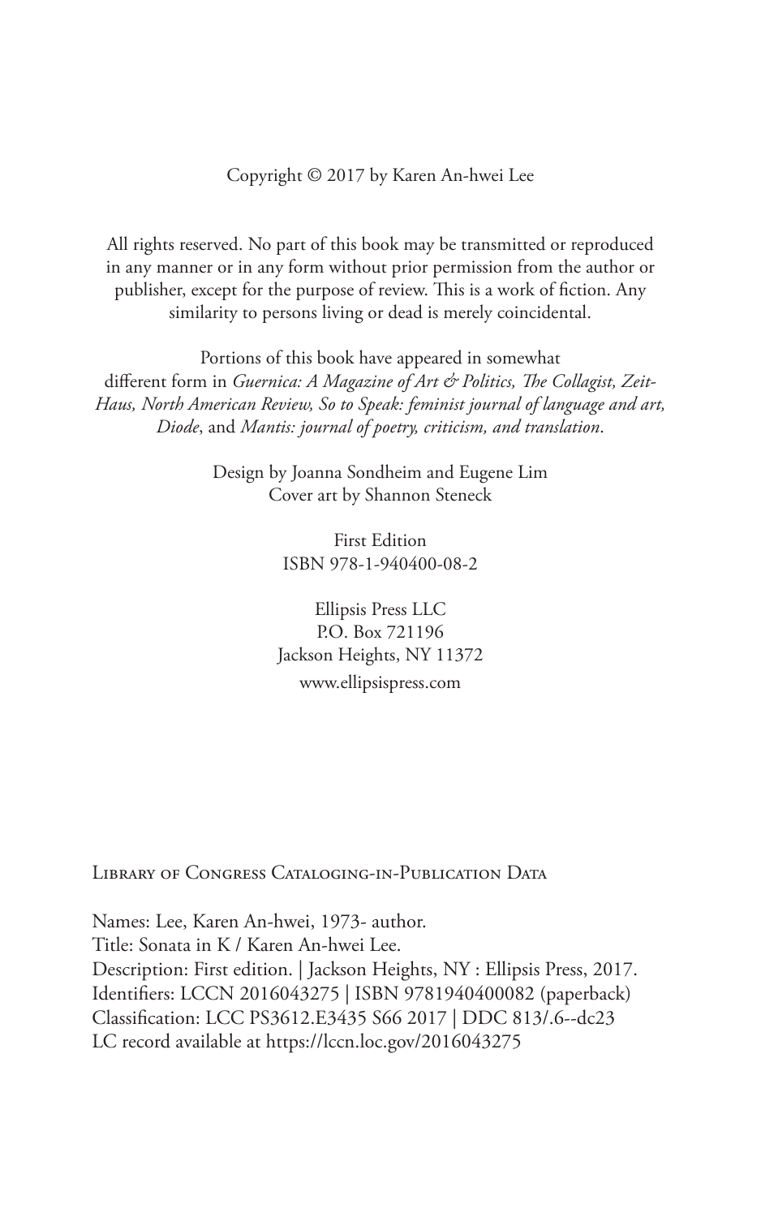Copyright © 2017 by Karen An-hwei Lee

All rights reserved. No part of this book may be transmitted or reproduced in any manner or in any form without prior permission from the author or publisher, except for the purpose of review. This is a work of fiction. Any similarity to persons living or dead is merely coincidental.

Portions of this book have appeared in somewhat different form in *Guernica: A Magazine of Art & Politics, The Collagist, Zeit-Haus, North American Review, So to Speak: feminist journal of language and art, Diode*, and *Mantis: journal of poetry, criticism, and translation*.

Design by Joanna Sondheim and Eugene Lim
Cover art by Shannon Steneck

First Edition
ISBN 978-1-940400-08-2

Ellipsis Press LLC
P.O. Box 721196
Jackson Heights, NY 11372
www.ellipsispress.com

Library of Congress Cataloging-in-Publication Data

Names: Lee, Karen An-hwei, 1973- author.
Title: Sonata in K / Karen An-hwei Lee.
Description: First edition. | Jackson Heights, NY : Ellipsis Press, 2017.
Identifiers: LCCN 2016043275 | ISBN 9781940400082 (paperback)
Classification: LCC PS3612.E3435 S66 2017 | DDC 813/.6--dc23
LC record available at https://lccn.loc.gov/2016043275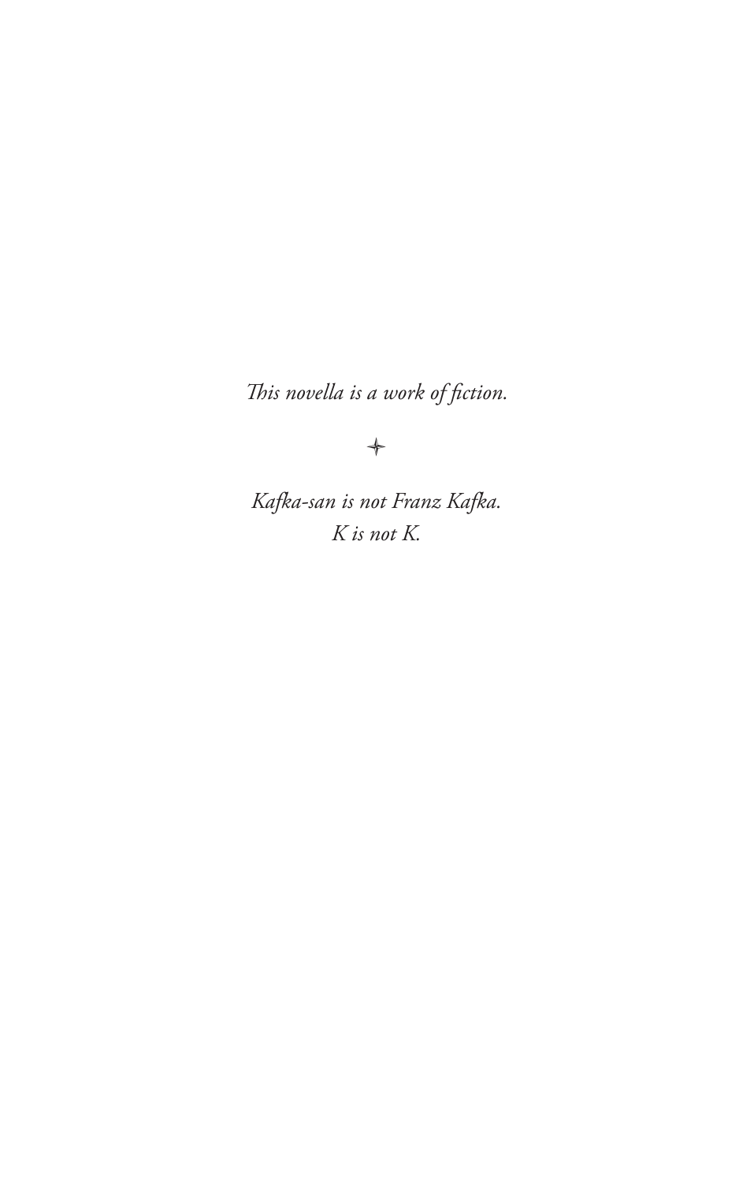*This novella is a work of fiction.*

✦

*Kafka-san is not Franz Kafka.*
*K is not K.*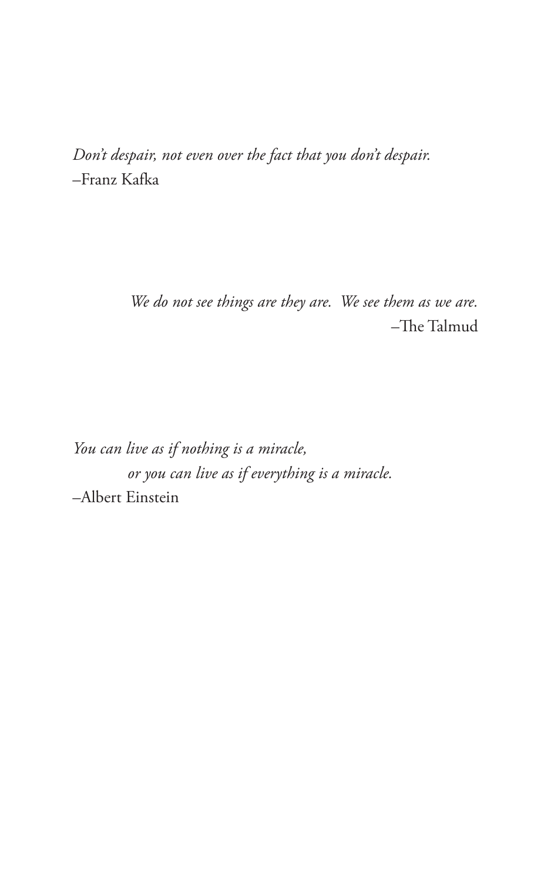*Don't despair, not even over the fact that you don't despair.*
–Franz Kafka

*We do not see things are they are.  We see them as we are.*
–The Talmud

*You can live as if nothing is a miracle,*
*or you can live as if everything is a miracle.*
–Albert Einstein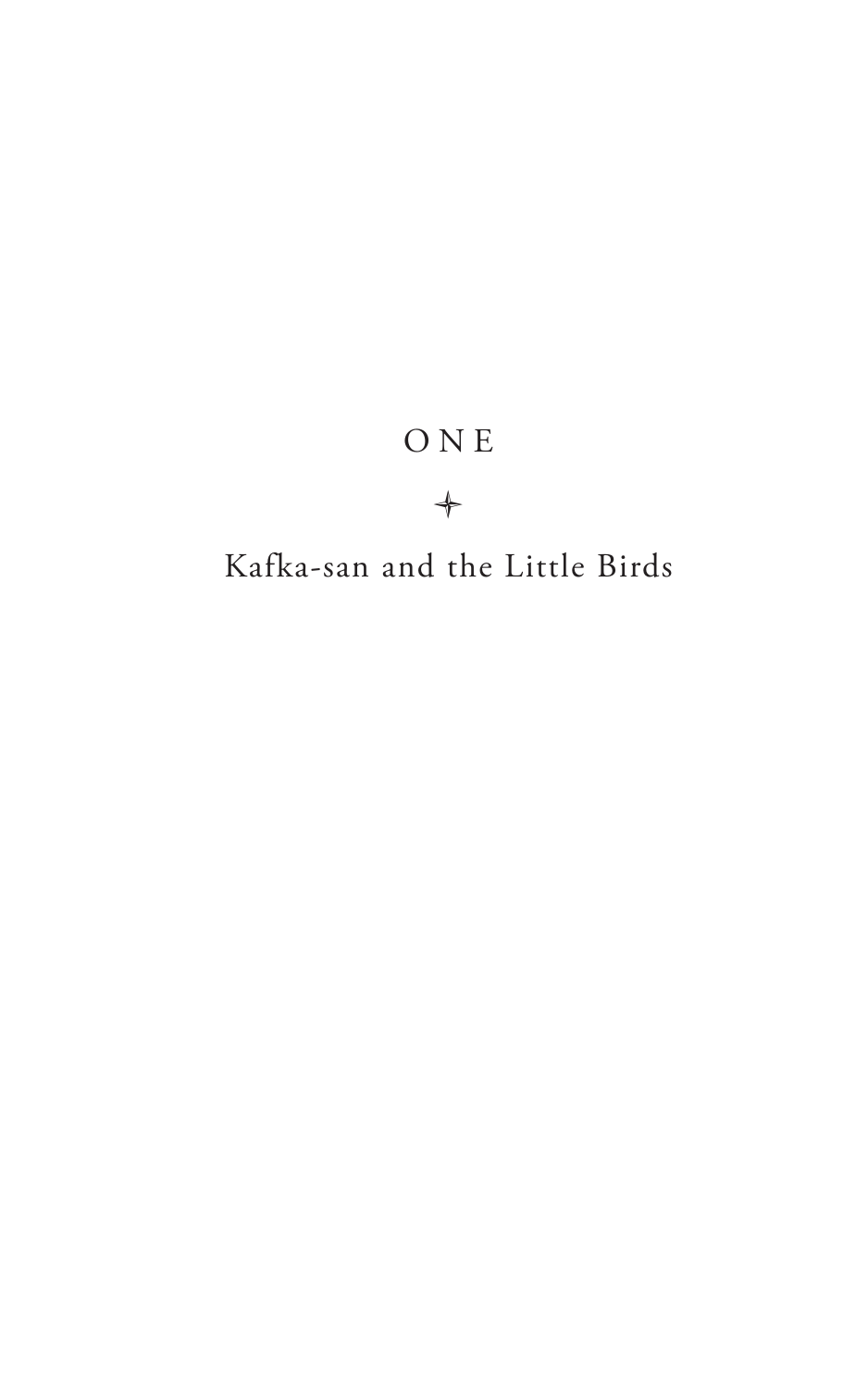# ONE

## Kafka-san and the Little Birds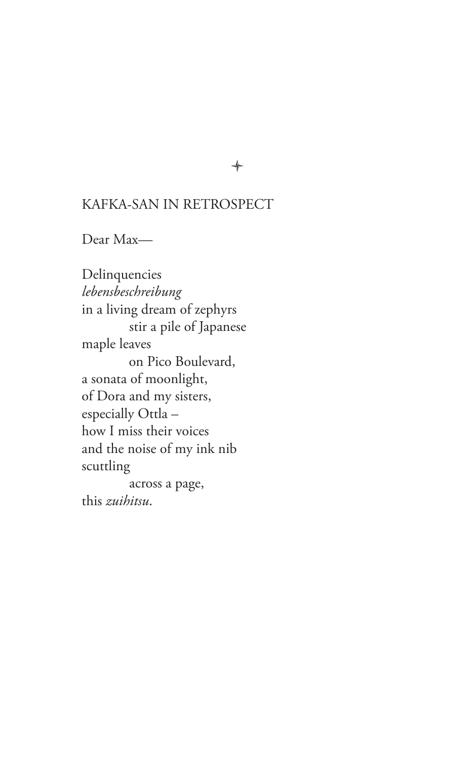✦

## KAFKA-SAN IN RETROSPECT

Dear Max—

Delinquencies  
*lebensbeschreibung*  
in a living dream of zephyrs  
&emsp;&emsp;&emsp;stir a pile of Japanese  
maple leaves  
&emsp;&emsp;&emsp;on Pico Boulevard,  
a sonata of moonlight,  
of Dora and my sisters,  
especially Ottla –  
how I miss their voices  
and the noise of my ink nib  
scuttling  
&emsp;&emsp;&emsp;across a page,  
this *zuihitsu*.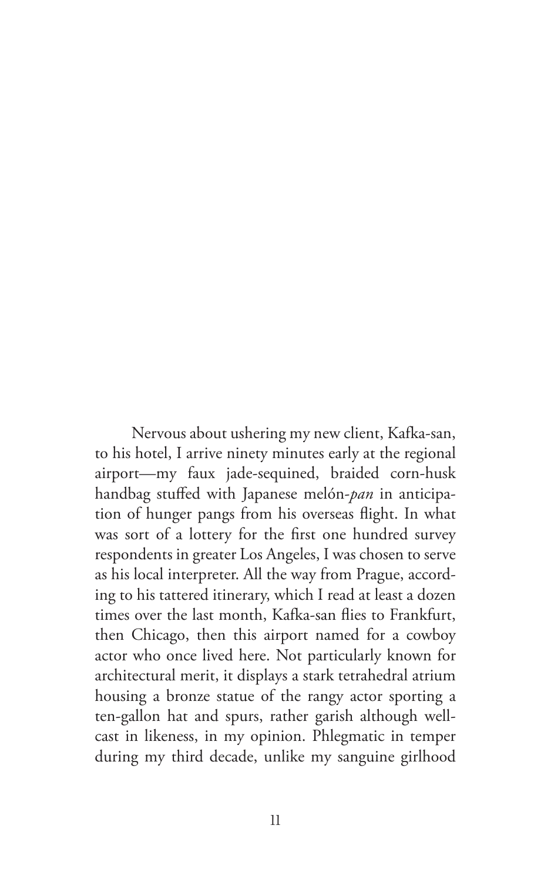Nervous about ushering my new client, Kafka-san, to his hotel, I arrive ninety minutes early at the regional airport—my faux jade-sequined, braided corn-husk handbag stuffed with Japanese melón-*pan* in anticipation of hunger pangs from his overseas flight. In what was sort of a lottery for the first one hundred survey respondents in greater Los Angeles, I was chosen to serve as his local interpreter. All the way from Prague, according to his tattered itinerary, which I read at least a dozen times over the last month, Kafka-san flies to Frankfurt, then Chicago, then this airport named for a cowboy actor who once lived here. Not particularly known for architectural merit, it displays a stark tetrahedral atrium housing a bronze statue of the rangy actor sporting a ten-gallon hat and spurs, rather garish although well-cast in likeness, in my opinion. Phlegmatic in temper during my third decade, unlike my sanguine girlhood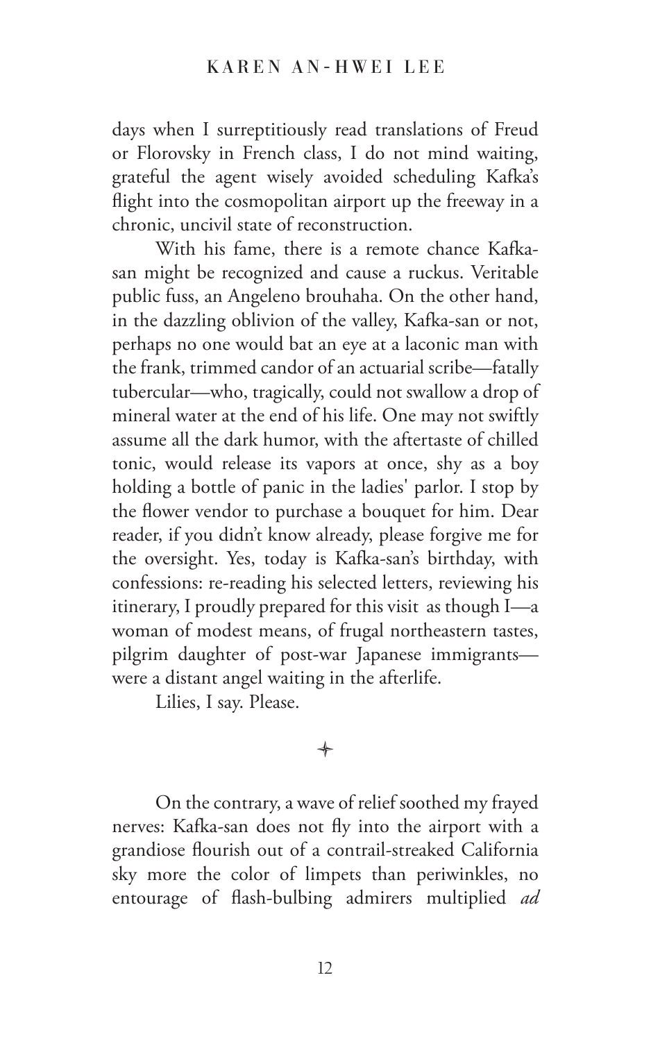days when I surreptitiously read translations of Freud or Florovsky in French class, I do not mind waiting, grateful the agent wisely avoided scheduling Kafka's flight into the cosmopolitan airport up the freeway in a chronic, uncivil state of reconstruction.

With his fame, there is a remote chance Kafka-san might be recognized and cause a ruckus. Veritable public fuss, an Angeleno brouhaha. On the other hand, in the dazzling oblivion of the valley, Kafka-san or not, perhaps no one would bat an eye at a laconic man with the frank, trimmed candor of an actuarial scribe—fatally tubercular—who, tragically, could not swallow a drop of mineral water at the end of his life. One may not swiftly assume all the dark humor, with the aftertaste of chilled tonic, would release its vapors at once, shy as a boy holding a bottle of panic in the ladies' parlor. I stop by the flower vendor to purchase a bouquet for him. Dear reader, if you didn't know already, please forgive me for the oversight. Yes, today is Kafka-san's birthday, with confessions: re-reading his selected letters, reviewing his itinerary, I proudly prepared for this visit as though I—a woman of modest means, of frugal northeastern tastes, pilgrim daughter of post-war Japanese immigrants—were a distant angel waiting in the afterlife.

Lilies, I say. Please.

✦

On the contrary, a wave of relief soothed my frayed nerves: Kafka-san does not fly into the airport with a grandiose flourish out of a contrail-streaked California sky more the color of limpets than periwinkles, no entourage of flash-bulbing admirers multiplied *ad*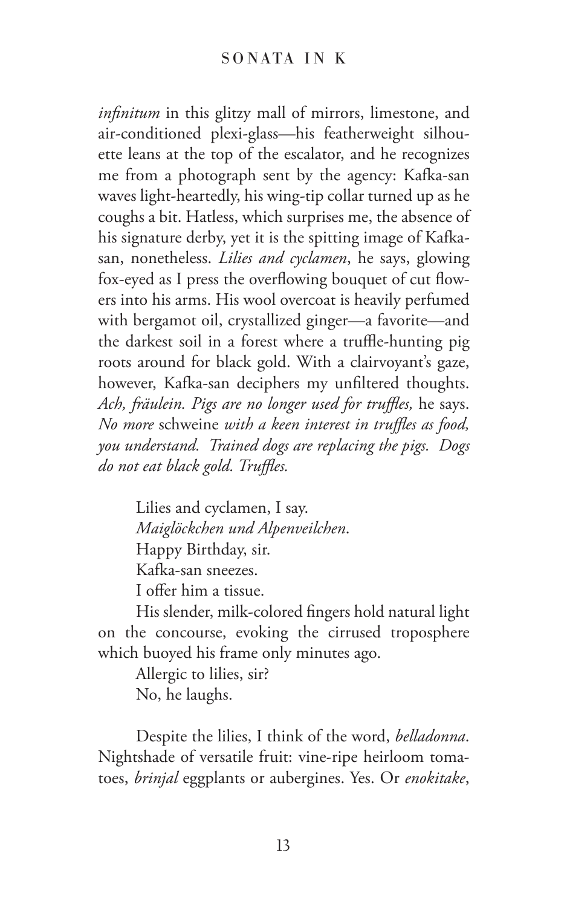*infinitum* in this glitzy mall of mirrors, limestone, and air-conditioned plexi-glass—his featherweight silhouette leans at the top of the escalator, and he recognizes me from a photograph sent by the agency: Kafka-san waves light-heartedly, his wing-tip collar turned up as he coughs a bit. Hatless, which surprises me, the absence of his signature derby, yet it is the spitting image of Kafka-san, nonetheless. *Lilies and cyclamen*, he says, glowing fox-eyed as I press the overflowing bouquet of cut flowers into his arms. His wool overcoat is heavily perfumed with bergamot oil, crystallized ginger—a favorite—and the darkest soil in a forest where a truffle-hunting pig roots around for black gold. With a clairvoyant's gaze, however, Kafka-san deciphers my unfiltered thoughts. *Ach, fräulein. Pigs are no longer used for truffles,* he says. *No more* schweine *with a keen interest in truffles as food, you understand. Trained dogs are replacing the pigs. Dogs do not eat black gold. Truffles.*

Lilies and cyclamen, I say.
*Maiglöckchen und Alpenveilchen*.
Happy Birthday, sir.
Kafka-san sneezes.
I offer him a tissue.

His slender, milk-colored fingers hold natural light on the concourse, evoking the cirrused troposphere which buoyed his frame only minutes ago.

Allergic to lilies, sir?
No, he laughs.

Despite the lilies, I think of the word, *belladonna*. Nightshade of versatile fruit: vine-ripe heirloom tomatoes, *brinjal* eggplants or aubergines. Yes. Or *enokitake*,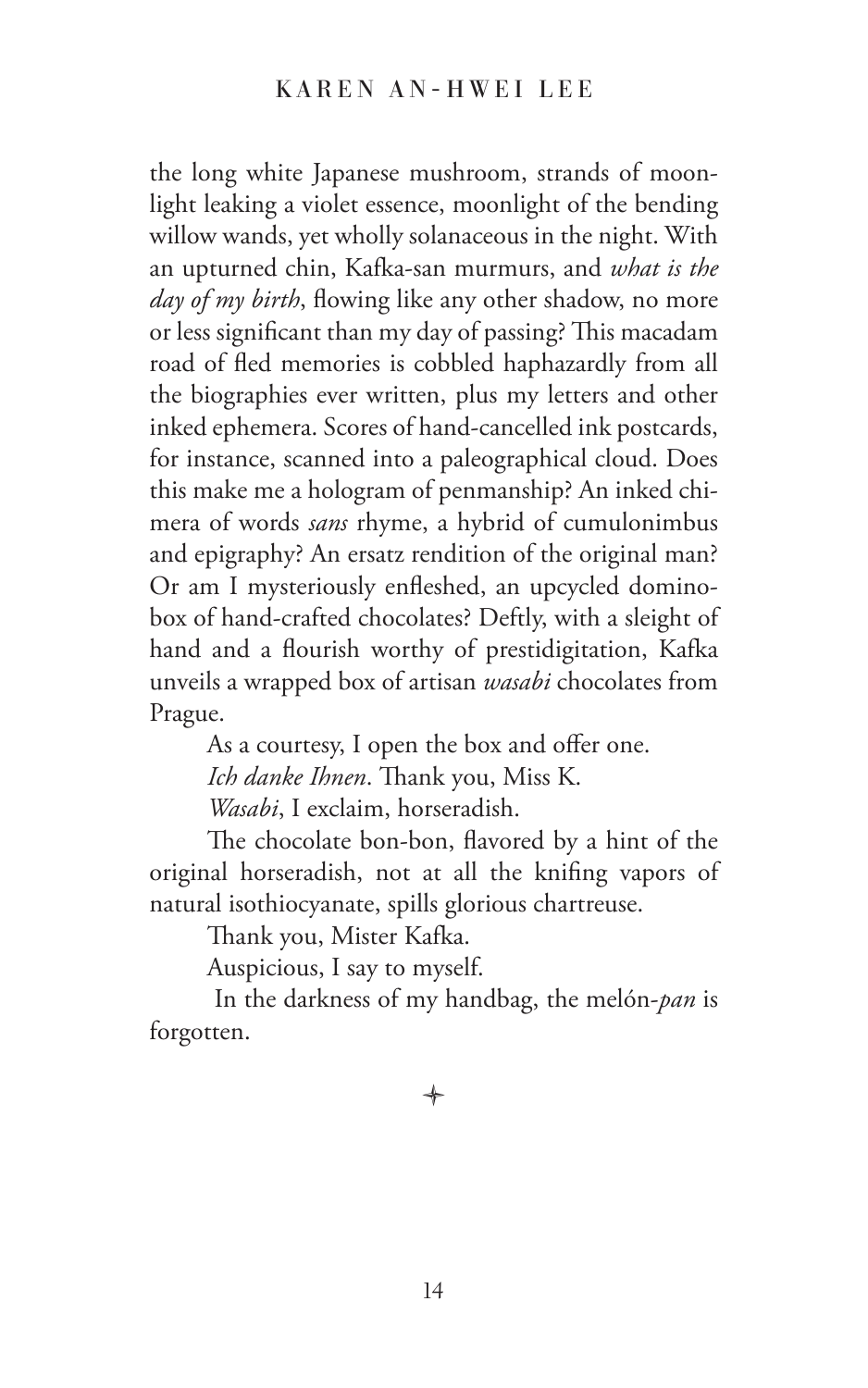the long white Japanese mushroom, strands of moonlight leaking a violet essence, moonlight of the bending willow wands, yet wholly solanaceous in the night. With an upturned chin, Kafka-san murmurs, and *what is the day of my birth*, flowing like any other shadow, no more or less significant than my day of passing? This macadam road of fled memories is cobbled haphazardly from all the biographies ever written, plus my letters and other inked ephemera. Scores of hand-cancelled ink postcards, for instance, scanned into a paleographical cloud. Does this make me a hologram of penmanship? An inked chimera of words *sans* rhyme, a hybrid of cumulonimbus and epigraphy? An ersatz rendition of the original man? Or am I mysteriously enfleshed, an upcycled domino-box of hand-crafted chocolates? Deftly, with a sleight of hand and a flourish worthy of prestidigitation, Kafka unveils a wrapped box of artisan *wasabi* chocolates from Prague.

As a courtesy, I open the box and offer one.

*Ich danke Ihnen*. Thank you, Miss K.

*Wasabi*, I exclaim, horseradish.

The chocolate bon-bon, flavored by a hint of the original horseradish, not at all the knifing vapors of natural isothiocyanate, spills glorious chartreuse.

Thank you, Mister Kafka.

Auspicious, I say to myself.

In the darkness of my handbag, the melón-*pan* is forgotten.

✦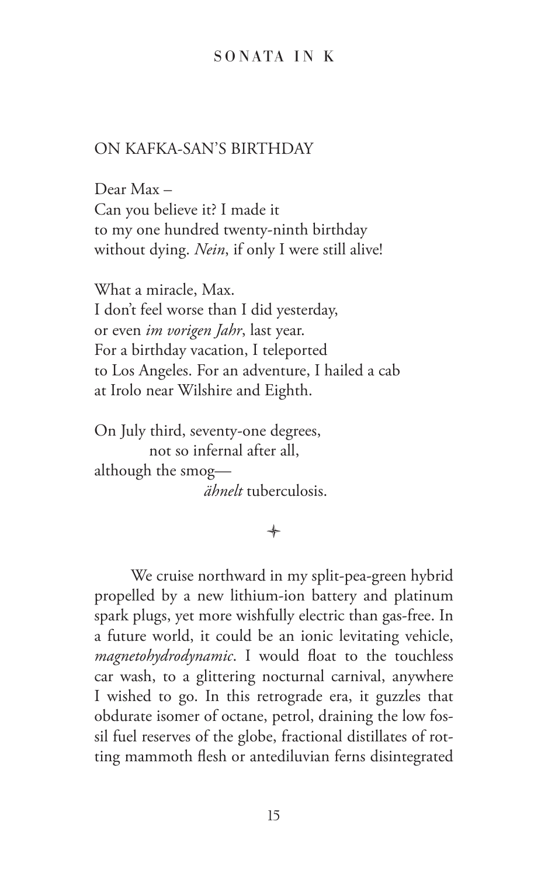## ON KAFKA-SAN'S BIRTHDAY

Dear Max –
Can you believe it? I made it
to my one hundred twenty-ninth birthday
without dying. *Nein*, if only I were still alive!

What a miracle, Max.
I don't feel worse than I did yesterday,
or even *im vorigen Jahr*, last year.
For a birthday vacation, I teleported
to Los Angeles. For an adventure, I hailed a cab
at Irolo near Wilshire and Eighth.

On July third, seventy-one degrees,
          not so infernal after all,
although the smog—
                    *ähnelt* tuberculosis.

✦

We cruise northward in my split-pea-green hybrid propelled by a new lithium-ion battery and platinum spark plugs, yet more wishfully electric than gas-free. In a future world, it could be an ionic levitating vehicle, *magnetohydrodynamic*. I would float to the touchless car wash, to a glittering nocturnal carnival, anywhere I wished to go. In this retrograde era, it guzzles that obdurate isomer of octane, petrol, draining the low fossil fuel reserves of the globe, fractional distillates of rotting mammoth flesh or antediluvian ferns disintegrated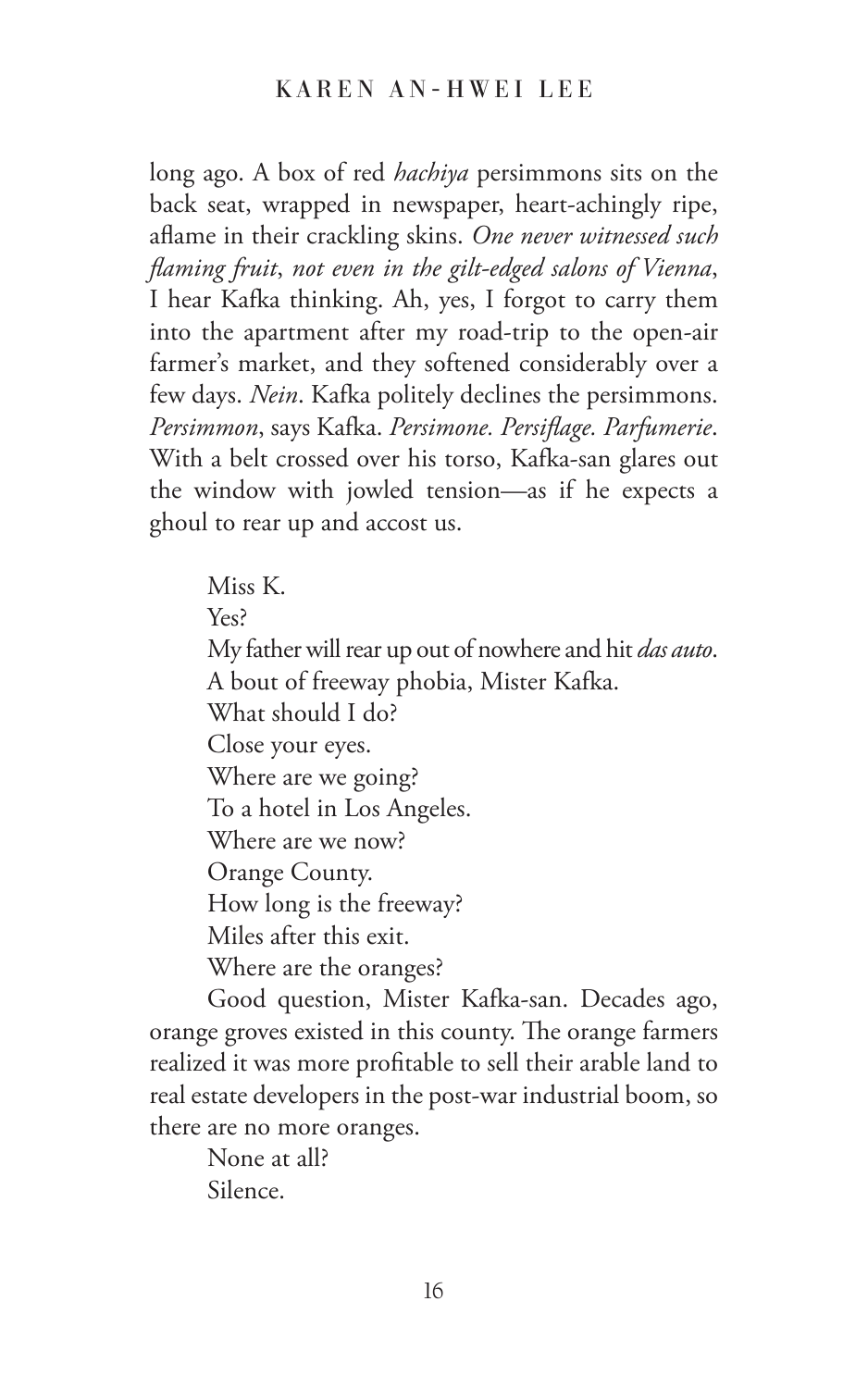long ago. A box of red *hachiya* persimmons sits on the back seat, wrapped in newspaper, heart-achingly ripe, aflame in their crackling skins. *One never witnessed such flaming fruit, not even in the gilt-edged salons of Vienna*, I hear Kafka thinking. Ah, yes, I forgot to carry them into the apartment after my road-trip to the open-air farmer's market, and they softened considerably over a few days. *Nein*. Kafka politely declines the persimmons. *Persimmon*, says Kafka. *Persimone. Persiflage. Parfumerie*. With a belt crossed over his torso, Kafka-san glares out the window with jowled tension—as if he expects a ghoul to rear up and accost us.

Miss K.

Yes?

My father will rear up out of nowhere and hit *das auto*.

A bout of freeway phobia, Mister Kafka.

What should I do?

Close your eyes.

Where are we going?

To a hotel in Los Angeles.

Where are we now?

Orange County.

How long is the freeway?

Miles after this exit.

Where are the oranges?

Good question, Mister Kafka-san. Decades ago, orange groves existed in this county. The orange farmers realized it was more profitable to sell their arable land to real estate developers in the post-war industrial boom, so there are no more oranges.

None at all?

Silence.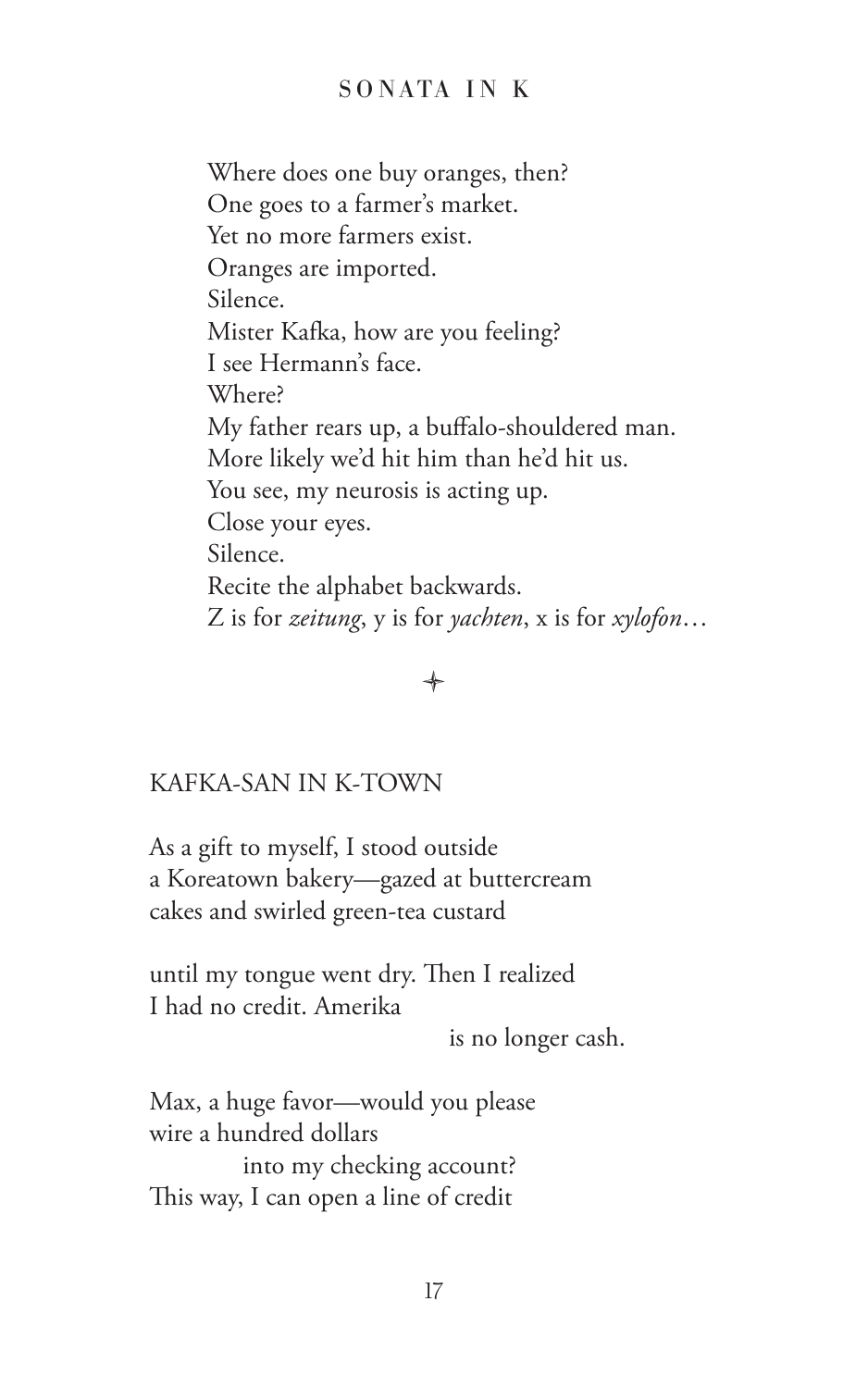Where does one buy oranges, then?
One goes to a farmer's market.
Yet no more farmers exist.
Oranges are imported.
Silence.
Mister Kafka, how are you feeling?
I see Hermann's face.
Where?
My father rears up, a buffalo-shouldered man.
More likely we'd hit him than he'd hit us.
You see, my neurosis is acting up.
Close your eyes.
Silence.
Recite the alphabet backwards.
Z is for *zeitung*, y is for *yachten*, x is for *xylofon*…

✦

## KAFKA-SAN IN K-TOWN

As a gift to myself, I stood outside
a Koreatown bakery—gazed at buttercream
cakes and swirled green-tea custard

until my tongue went dry. Then I realized
I had no credit. Amerika
is no longer cash.

Max, a huge favor—would you please
wire a hundred dollars
into my checking account?
This way, I can open a line of credit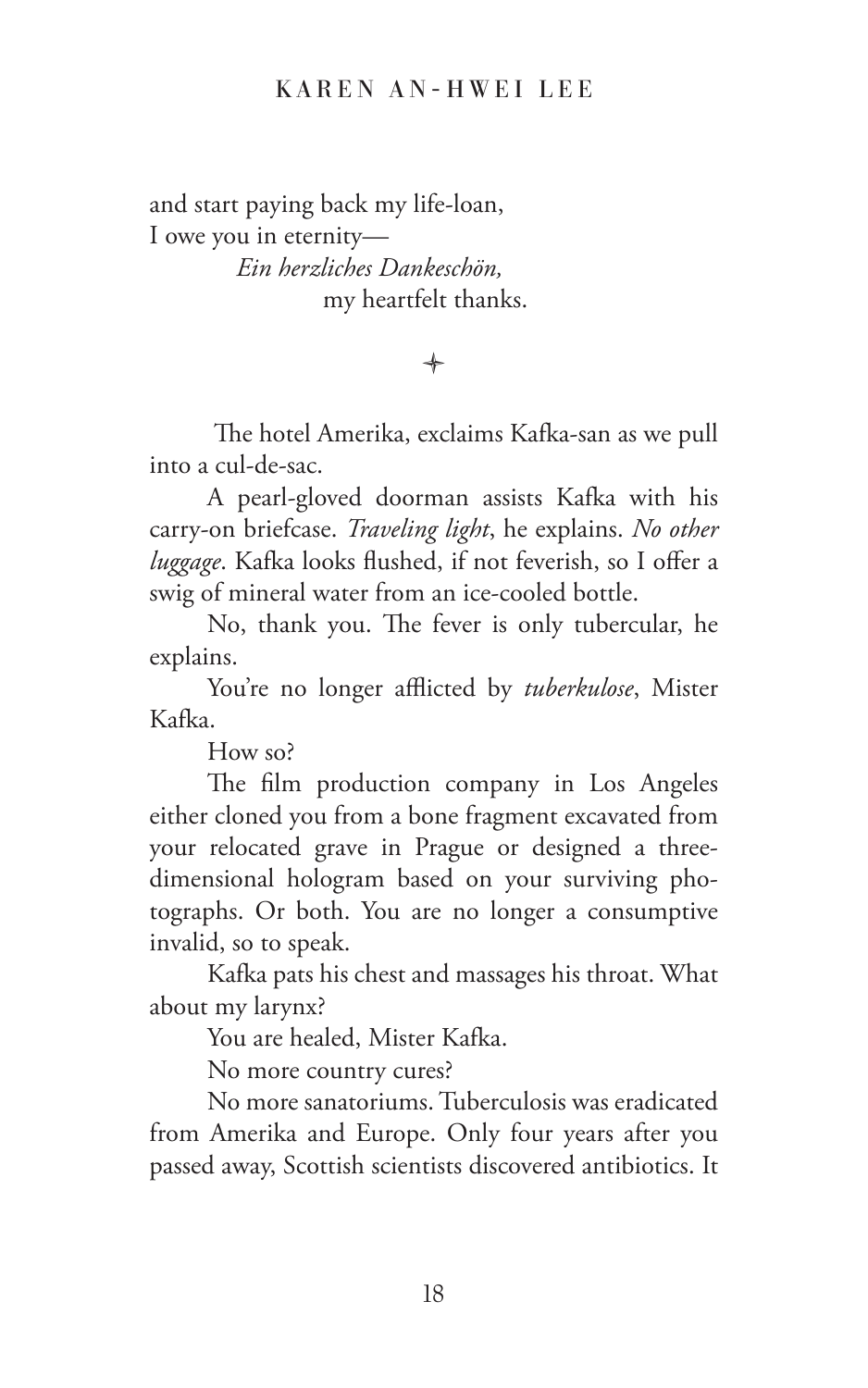and start paying back my life-loan,
I owe you in eternity—
*Ein herzliches Dankeschön,*
my heartfelt thanks.

✦

The hotel Amerika, exclaims Kafka-san as we pull into a cul-de-sac.

A pearl-gloved doorman assists Kafka with his carry-on briefcase. *Traveling light*, he explains. *No other luggage*. Kafka looks flushed, if not feverish, so I offer a swig of mineral water from an ice-cooled bottle.

No, thank you. The fever is only tubercular, he explains.

You're no longer afflicted by *tuberkulose*, Mister Kafka.

How so?

The film production company in Los Angeles either cloned you from a bone fragment excavated from your relocated grave in Prague or designed a three-dimensional hologram based on your surviving photographs. Or both. You are no longer a consumptive invalid, so to speak.

Kafka pats his chest and massages his throat. What about my larynx?

You are healed, Mister Kafka.

No more country cures?

No more sanatoriums. Tuberculosis was eradicated from Amerika and Europe. Only four years after you passed away, Scottish scientists discovered antibiotics. It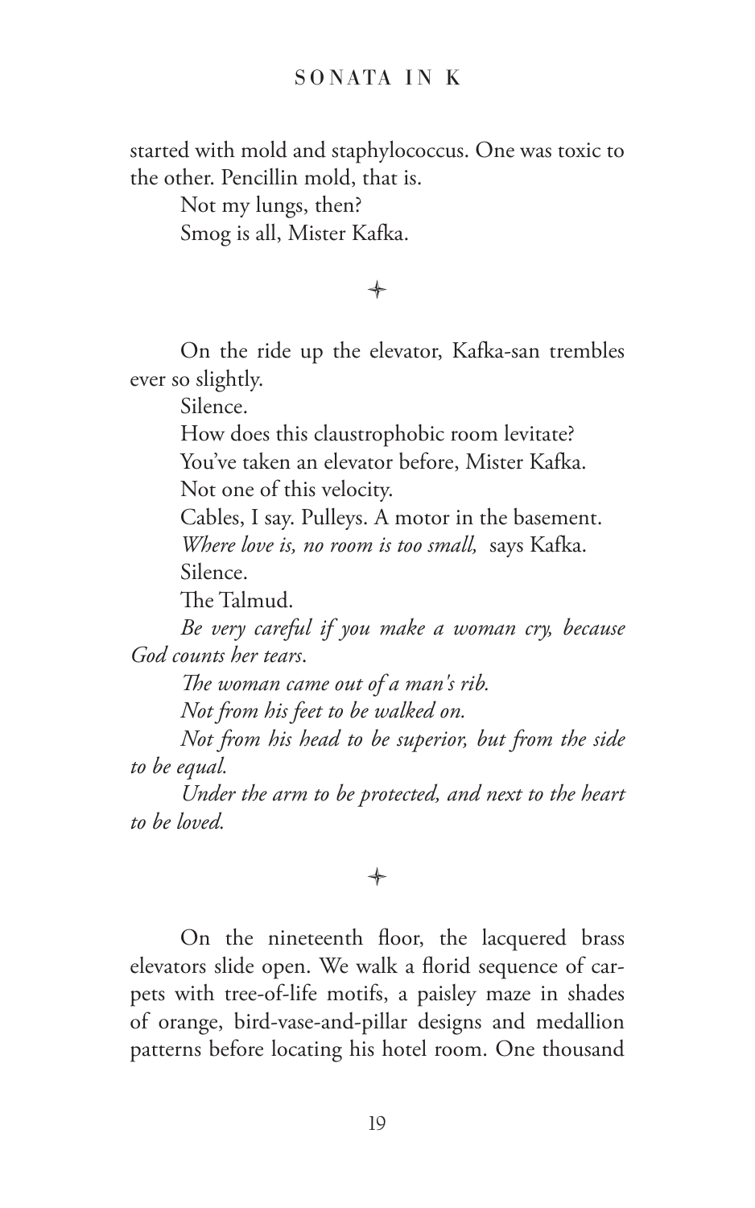started with mold and staphylococcus. One was toxic to the other. Pencillin mold, that is.

Not my lungs, then?

Smog is all, Mister Kafka.

✦

On the ride up the elevator, Kafka-san trembles ever so slightly.

Silence.

How does this claustrophobic room levitate?

You've taken an elevator before, Mister Kafka.

Not one of this velocity.

Cables, I say. Pulleys. A motor in the basement.

*Where love is, no room is too small,* says Kafka.

Silence.

The Talmud.

*Be very careful if you make a woman cry, because God counts her tears.*

*The woman came out of a man's rib.*

*Not from his feet to be walked on.*

*Not from his head to be superior, but from the side to be equal.*

*Under the arm to be protected, and next to the heart to be loved.*

✦

On the nineteenth floor, the lacquered brass elevators slide open. We walk a florid sequence of carpets with tree-of-life motifs, a paisley maze in shades of orange, bird-vase-and-pillar designs and medallion patterns before locating his hotel room. One thousand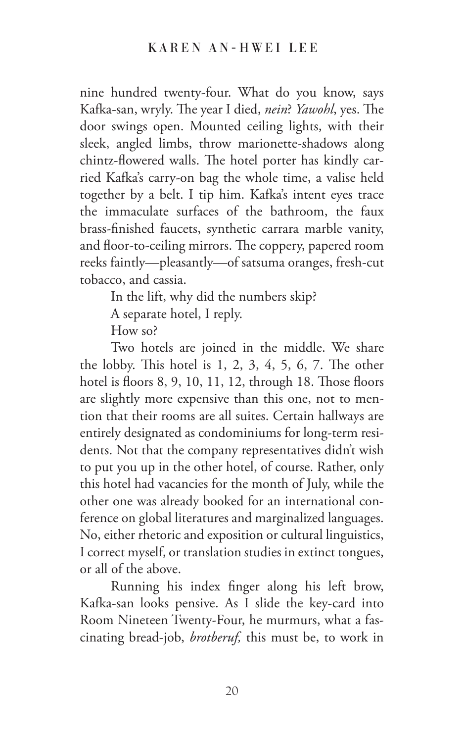nine hundred twenty-four. What do you know, says Kafka-san, wryly. The year I died, *nein*? *Yawohl*, yes. The door swings open. Mounted ceiling lights, with their sleek, angled limbs, throw marionette-shadows along chintz-flowered walls. The hotel porter has kindly carried Kafka's carry-on bag the whole time, a valise held together by a belt. I tip him. Kafka's intent eyes trace the immaculate surfaces of the bathroom, the faux brass-finished faucets, synthetic carrara marble vanity, and floor-to-ceiling mirrors. The coppery, papered room reeks faintly—pleasantly—of satsuma oranges, fresh-cut tobacco, and cassia.

In the lift, why did the numbers skip?

A separate hotel, I reply.

How so?

Two hotels are joined in the middle. We share the lobby. This hotel is 1, 2, 3, 4, 5, 6, 7. The other hotel is floors 8, 9, 10, 11, 12, through 18. Those floors are slightly more expensive than this one, not to mention that their rooms are all suites. Certain hallways are entirely designated as condominiums for long-term residents. Not that the company representatives didn't wish to put you up in the other hotel, of course. Rather, only this hotel had vacancies for the month of July, while the other one was already booked for an international conference on global literatures and marginalized languages. No, either rhetoric and exposition or cultural linguistics, I correct myself, or translation studies in extinct tongues, or all of the above.

Running his index finger along his left brow, Kafka-san looks pensive. As I slide the key-card into Room Nineteen Twenty-Four, he murmurs, what a fascinating bread-job, *brotberuf,* this must be, to work in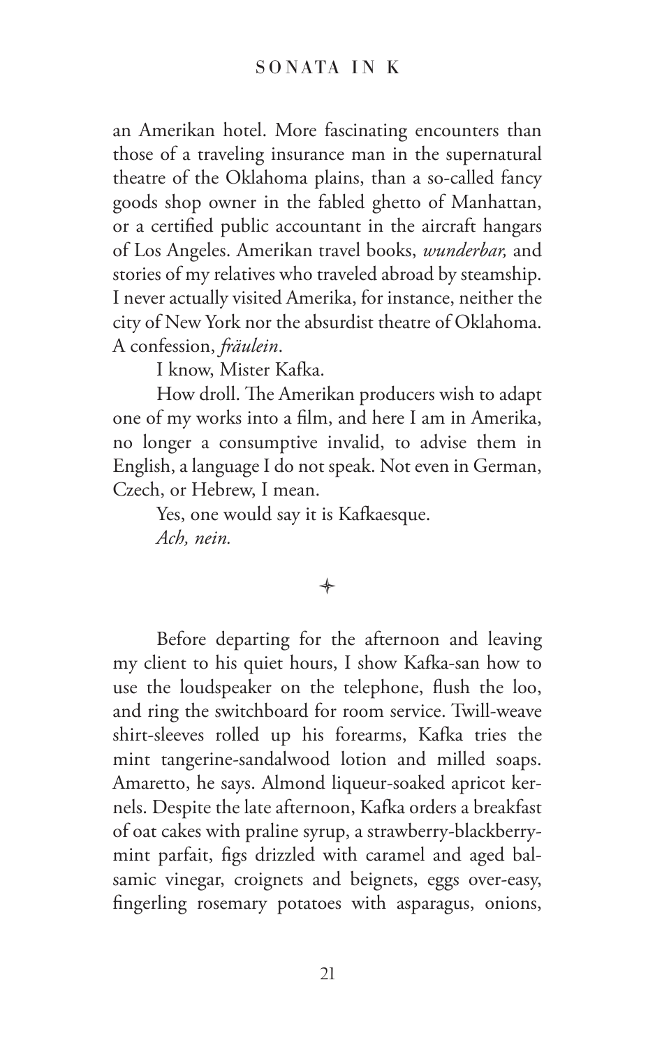an Amerikan hotel. More fascinating encounters than those of a traveling insurance man in the supernatural theatre of the Oklahoma plains, than a so-called fancy goods shop owner in the fabled ghetto of Manhattan, or a certified public accountant in the aircraft hangars of Los Angeles. Amerikan travel books, *wunderbar,* and stories of my relatives who traveled abroad by steamship. I never actually visited Amerika, for instance, neither the city of New York nor the absurdist theatre of Oklahoma. A confession, *fräulein*.

I know, Mister Kafka.

How droll. The Amerikan producers wish to adapt one of my works into a film, and here I am in Amerika, no longer a consumptive invalid, to advise them in English, a language I do not speak. Not even in German, Czech, or Hebrew, I mean.

Yes, one would say it is Kafkaesque.

*Ach, nein.*

✧

Before departing for the afternoon and leaving my client to his quiet hours, I show Kafka-san how to use the loudspeaker on the telephone, flush the loo, and ring the switchboard for room service. Twill-weave shirt-sleeves rolled up his forearms, Kafka tries the mint tangerine-sandalwood lotion and milled soaps. Amaretto, he says. Almond liqueur-soaked apricot kernels. Despite the late afternoon, Kafka orders a breakfast of oat cakes with praline syrup, a strawberry-blackberry-mint parfait, figs drizzled with caramel and aged balsamic vinegar, croignets and beignets, eggs over-easy, fingerling rosemary potatoes with asparagus, onions,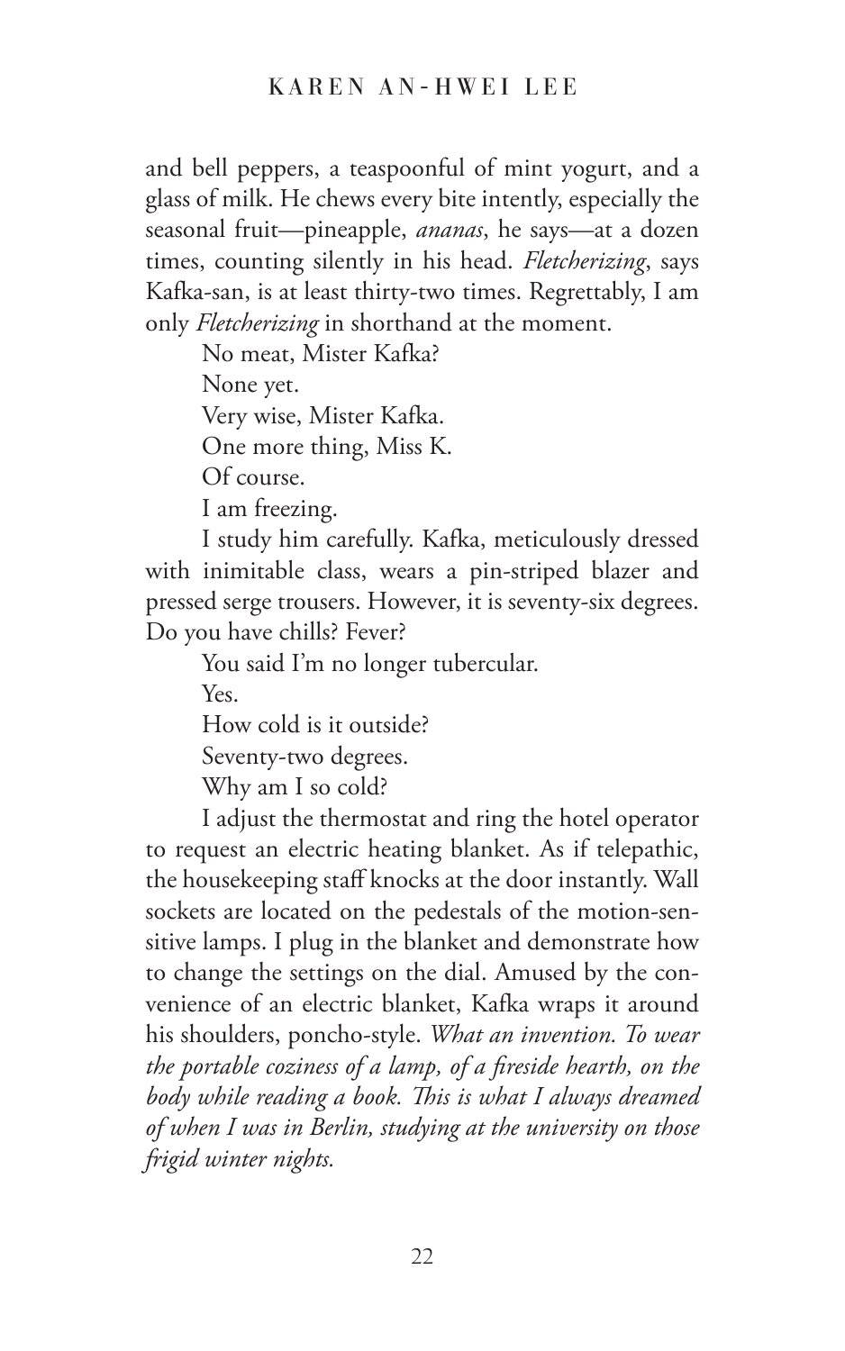and bell peppers, a teaspoonful of mint yogurt, and a glass of milk. He chews every bite intently, especially the seasonal fruit—pineapple, *ananas*, he says—at a dozen times, counting silently in his head. *Fletcherizing*, says Kafka-san, is at least thirty-two times. Regrettably, I am only *Fletcherizing* in shorthand at the moment.

No meat, Mister Kafka?

None yet.

Very wise, Mister Kafka.

One more thing, Miss K.

Of course.

I am freezing.

I study him carefully. Kafka, meticulously dressed with inimitable class, wears a pin-striped blazer and pressed serge trousers. However, it is seventy-six degrees. Do you have chills? Fever?

You said I'm no longer tubercular.

Yes.

How cold is it outside?

Seventy-two degrees.

Why am I so cold?

I adjust the thermostat and ring the hotel operator to request an electric heating blanket. As if telepathic, the housekeeping staff knocks at the door instantly. Wall sockets are located on the pedestals of the motion-sensitive lamps. I plug in the blanket and demonstrate how to change the settings on the dial. Amused by the convenience of an electric blanket, Kafka wraps it around his shoulders, poncho-style. *What an invention. To wear the portable coziness of a lamp, of a fireside hearth, on the body while reading a book. This is what I always dreamed of when I was in Berlin, studying at the university on those frigid winter nights.*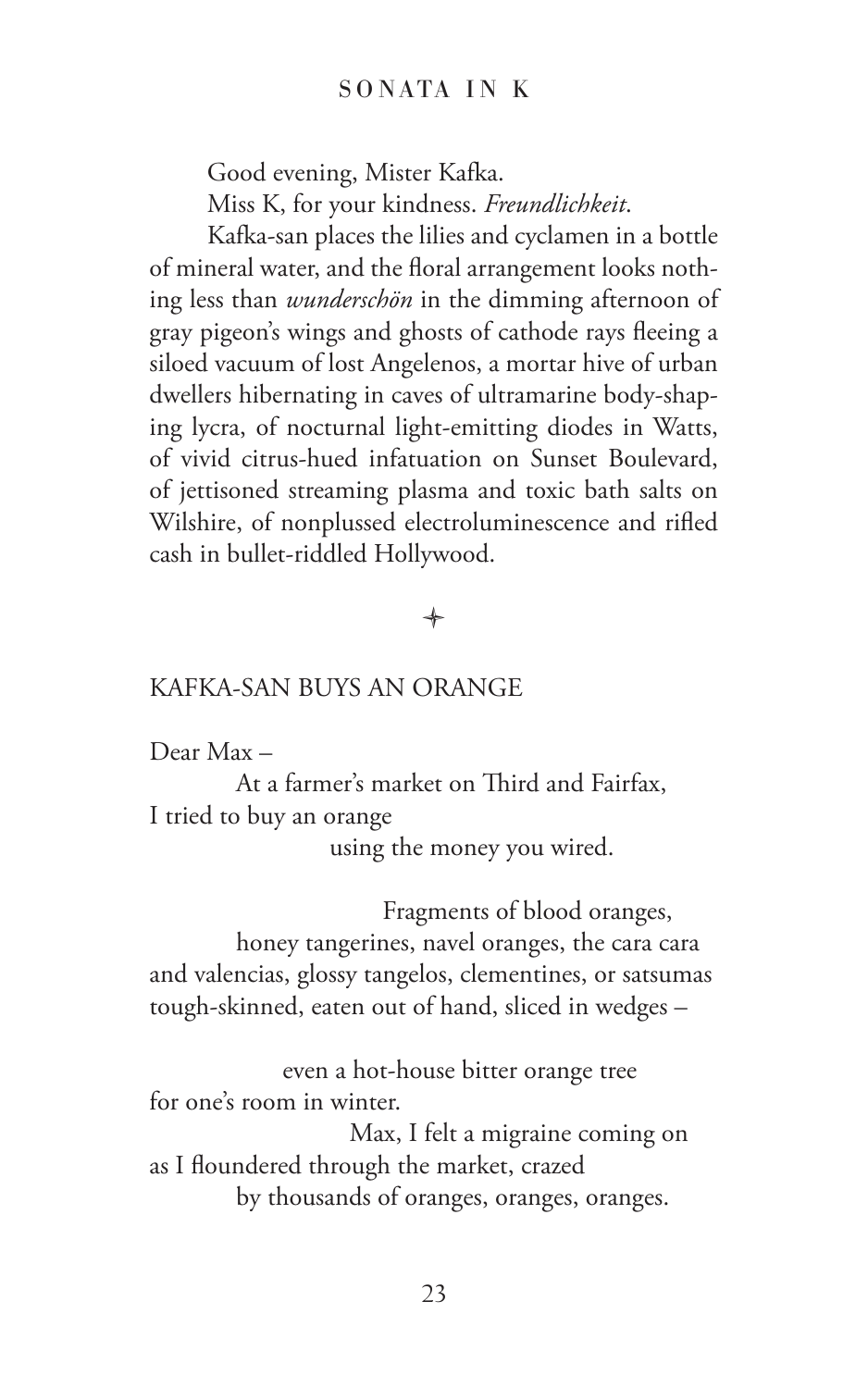Good evening, Mister Kafka.

Miss K, for your kindness. *Freundlichkeit*.

Kafka-san places the lilies and cyclamen in a bottle of mineral water, and the floral arrangement looks nothing less than *wunderschön* in the dimming afternoon of gray pigeon's wings and ghosts of cathode rays fleeing a siloed vacuum of lost Angelenos, a mortar hive of urban dwellers hibernating in caves of ultramarine body-shaping lycra, of nocturnal light-emitting diodes in Watts, of vivid citrus-hued infatuation on Sunset Boulevard, of jettisoned streaming plasma and toxic bath salts on Wilshire, of nonplussed electroluminescence and rifled cash in bullet-riddled Hollywood.

✦

## KAFKA-SAN BUYS AN ORANGE

Dear Max –

At a farmer's market on Third and Fairfax,
I tried to buy an orange
using the money you wired.

Fragments of blood oranges,
honey tangerines, navel oranges, the cara cara
and valencias, glossy tangelos, clementines, or satsumas
tough-skinned, eaten out of hand, sliced in wedges –

even a hot-house bitter orange tree
for one's room in winter.
Max, I felt a migraine coming on
as I floundered through the market, crazed
by thousands of oranges, oranges, oranges.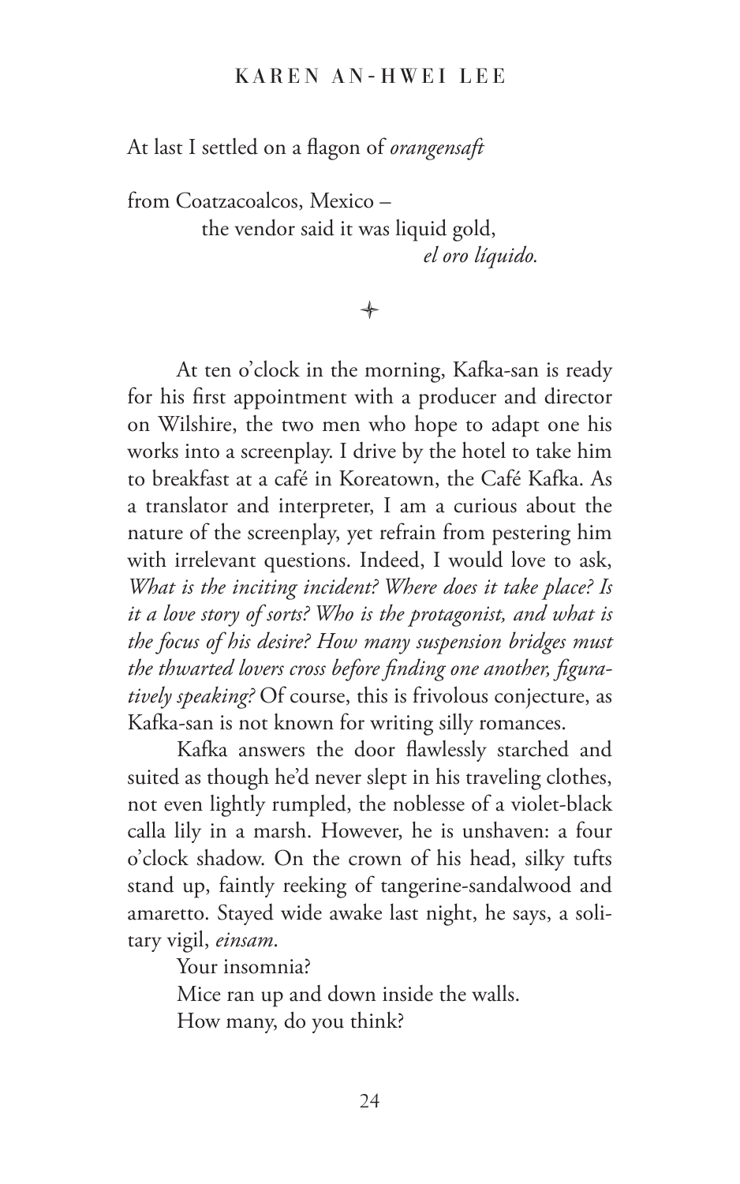At last I settled on a flagon of *orangensaft*

from Coatzacoalcos, Mexico –
the vendor said it was liquid gold,
*el oro líquido.*

✦

At ten o'clock in the morning, Kafka-san is ready for his first appointment with a producer and director on Wilshire, the two men who hope to adapt one his works into a screenplay. I drive by the hotel to take him to breakfast at a café in Koreatown, the Café Kafka. As a translator and interpreter, I am a curious about the nature of the screenplay, yet refrain from pestering him with irrelevant questions. Indeed, I would love to ask, *What is the inciting incident? Where does it take place? Is it a love story of sorts? Who is the protagonist, and what is the focus of his desire? How many suspension bridges must the thwarted lovers cross before finding one another, figuratively speaking?* Of course, this is frivolous conjecture, as Kafka-san is not known for writing silly romances.

Kafka answers the door flawlessly starched and suited as though he'd never slept in his traveling clothes, not even lightly rumpled, the noblesse of a violet-black calla lily in a marsh. However, he is unshaven: a four o'clock shadow. On the crown of his head, silky tufts stand up, faintly reeking of tangerine-sandalwood and amaretto. Stayed wide awake last night, he says, a solitary vigil, *einsam*.

Your insomnia?

Mice ran up and down inside the walls.

How many, do you think?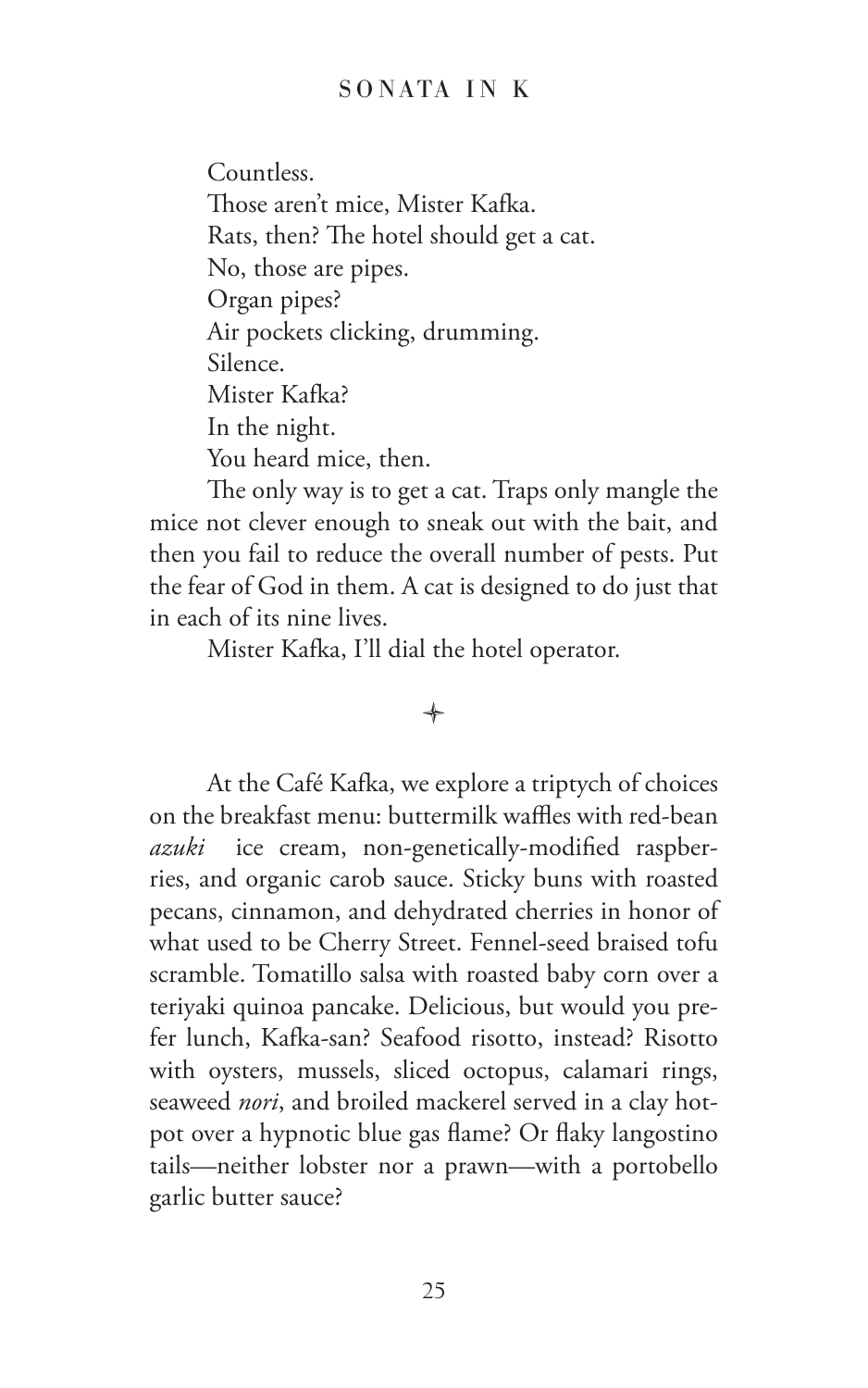Countless.

Those aren't mice, Mister Kafka.

Rats, then? The hotel should get a cat.

No, those are pipes.

Organ pipes?

Air pockets clicking, drumming.

Silence.

Mister Kafka?

In the night.

You heard mice, then.

The only way is to get a cat. Traps only mangle the mice not clever enough to sneak out with the bait, and then you fail to reduce the overall number of pests. Put the fear of God in them. A cat is designed to do just that in each of its nine lives.

Mister Kafka, I'll dial the hotel operator.

✦

At the Café Kafka, we explore a triptych of choices on the breakfast menu: buttermilk waffles with red-bean *azuki* ice cream, non-genetically-modified raspberries, and organic carob sauce. Sticky buns with roasted pecans, cinnamon, and dehydrated cherries in honor of what used to be Cherry Street. Fennel-seed braised tofu scramble. Tomatillo salsa with roasted baby corn over a teriyaki quinoa pancake. Delicious, but would you prefer lunch, Kafka-san? Seafood risotto, instead? Risotto with oysters, mussels, sliced octopus, calamari rings, seaweed *nori*, and broiled mackerel served in a clay hotpot over a hypnotic blue gas flame? Or flaky langostino tails—neither lobster nor a prawn—with a portobello garlic butter sauce?